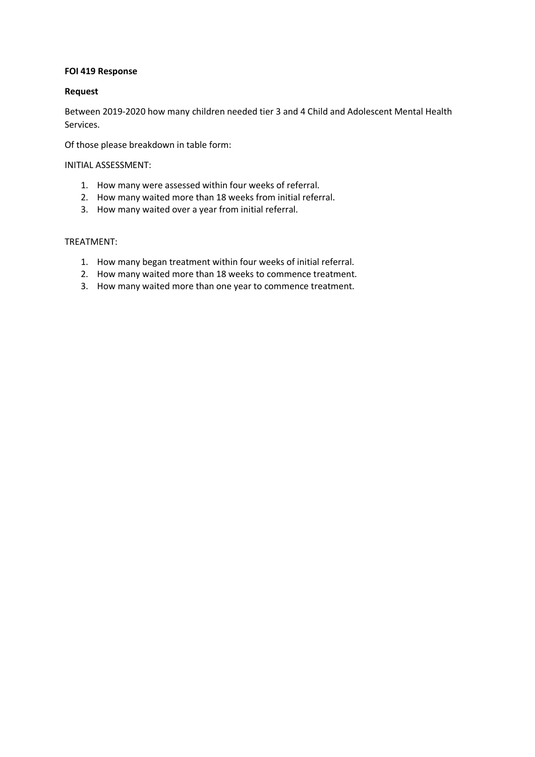**FOI 419 Response**

**Request**

Between 2019-2020 how many children needed tier 3 and 4 Child and Adolescent Mental Health Services.

Of those please breakdown in table form:

INITIAL ASSESSMENT:

1. How many were assessed within four weeks of referral.
2. How many waited more than 18 weeks from initial referral.
3. How many waited over a year from initial referral.

TREATMENT:

1. How many began treatment within four weeks of initial referral.
2. How many waited more than 18 weeks to commence treatment.
3. How many waited more than one year to commence treatment.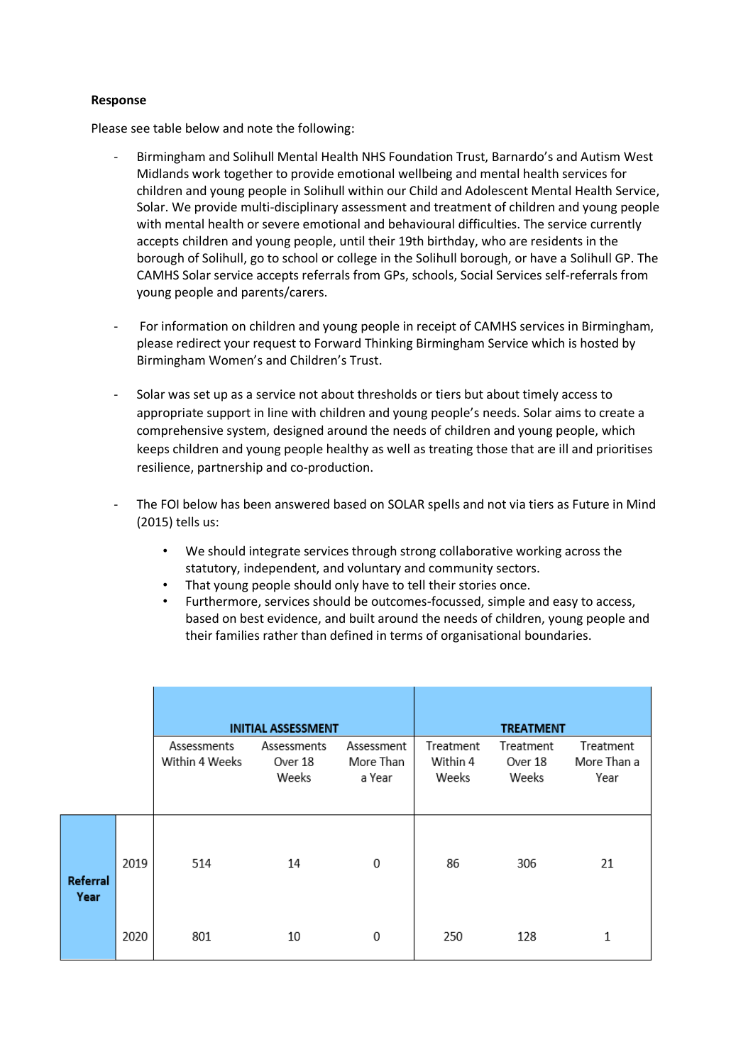**Response**

Please see table below and note the following:

- Birmingham and Solihull Mental Health NHS Foundation Trust, Barnardo's and Autism West Midlands work together to provide emotional wellbeing and mental health services for children and young people in Solihull within our Child and Adolescent Mental Health Service, Solar. We provide multi-disciplinary assessment and treatment of children and young people with mental health or severe emotional and behavioural difficulties. The service currently accepts children and young people, until their 19th birthday, who are residents in the borough of Solihull, go to school or college in the Solihull borough, or have a Solihull GP. The CAMHS Solar service accepts referrals from GPs, schools, Social Services self-referrals from young people and parents/carers.

- For information on children and young people in receipt of CAMHS services in Birmingham, please redirect your request to Forward Thinking Birmingham Service which is hosted by Birmingham Women's and Children's Trust.

- Solar was set up as a service not about thresholds or tiers but about timely access to appropriate support in line with children and young people's needs. Solar aims to create a comprehensive system, designed around the needs of children and young people, which keeps children and young people healthy as well as treating those that are ill and prioritises resilience, partnership and co-production.

- The FOI below has been answered based on SOLAR spells and not via tiers as Future in Mind (2015) tells us:

    - We should integrate services through strong collaborative working across the statutory, independent, and voluntary and community sectors.
    - That young people should only have to tell their stories once.
    - Furthermore, services should be outcomes-focussed, simple and easy to access, based on best evidence, and built around the needs of children, young people and their families rather than defined in terms of organisational boundaries.

| | | INITIAL ASSESSMENT | | | TREATMENT | | |
|---|---|---|---|---|---|---|---|
| | | Assessments Within 4 Weeks | Assessments Over 18 Weeks | Assessment More Than a Year | Treatment Within 4 Weeks | Treatment Over 18 Weeks | Treatment More Than a Year |
| Referral Year | 2019 | 514 | 14 | 0 | 86 | 306 | 21 |
| | 2020 | 801 | 10 | 0 | 250 | 128 | 1 |